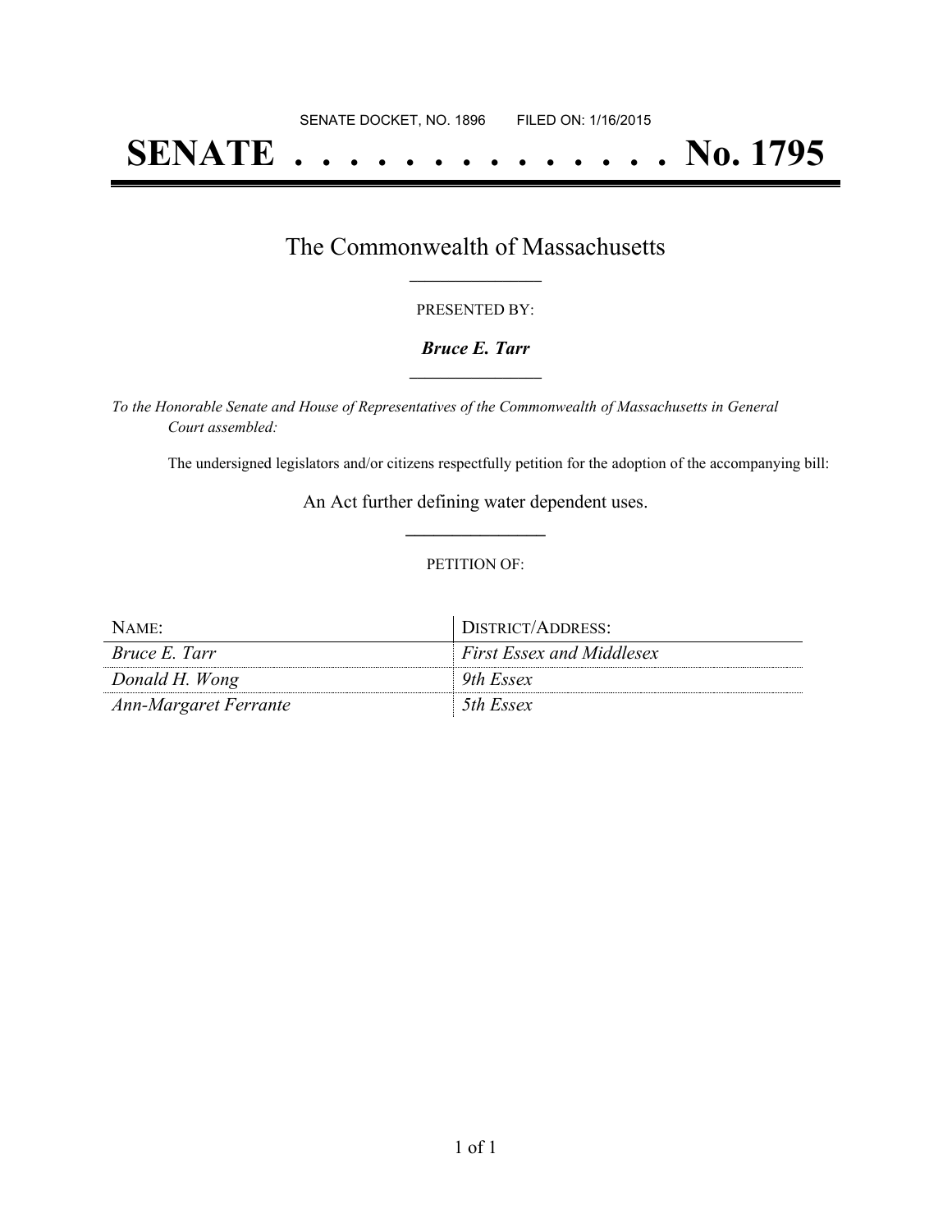SENATE DOCKET, NO. 1896 FILED ON: 1/16/2015

# SENATE . . . . . . . . . . . . . . No. 1795

## The Commonwealth of Massachusetts

PRESENTED BY:

***Bruce E. Tarr***

*To the Honorable Senate and House of Representatives of the Commonwealth of Massachusetts in General Court assembled:*

The undersigned legislators and/or citizens respectfully petition for the adoption of the accompanying bill:

An Act further defining water dependent uses.

PETITION OF:

| NAME: | DISTRICT/ADDRESS: |
|---|---|
| *Bruce E. Tarr* | *First Essex and Middlesex* |
| *Donald H. Wong* | *9th Essex* |
| *Ann-Margaret Ferrante* | *5th Essex* |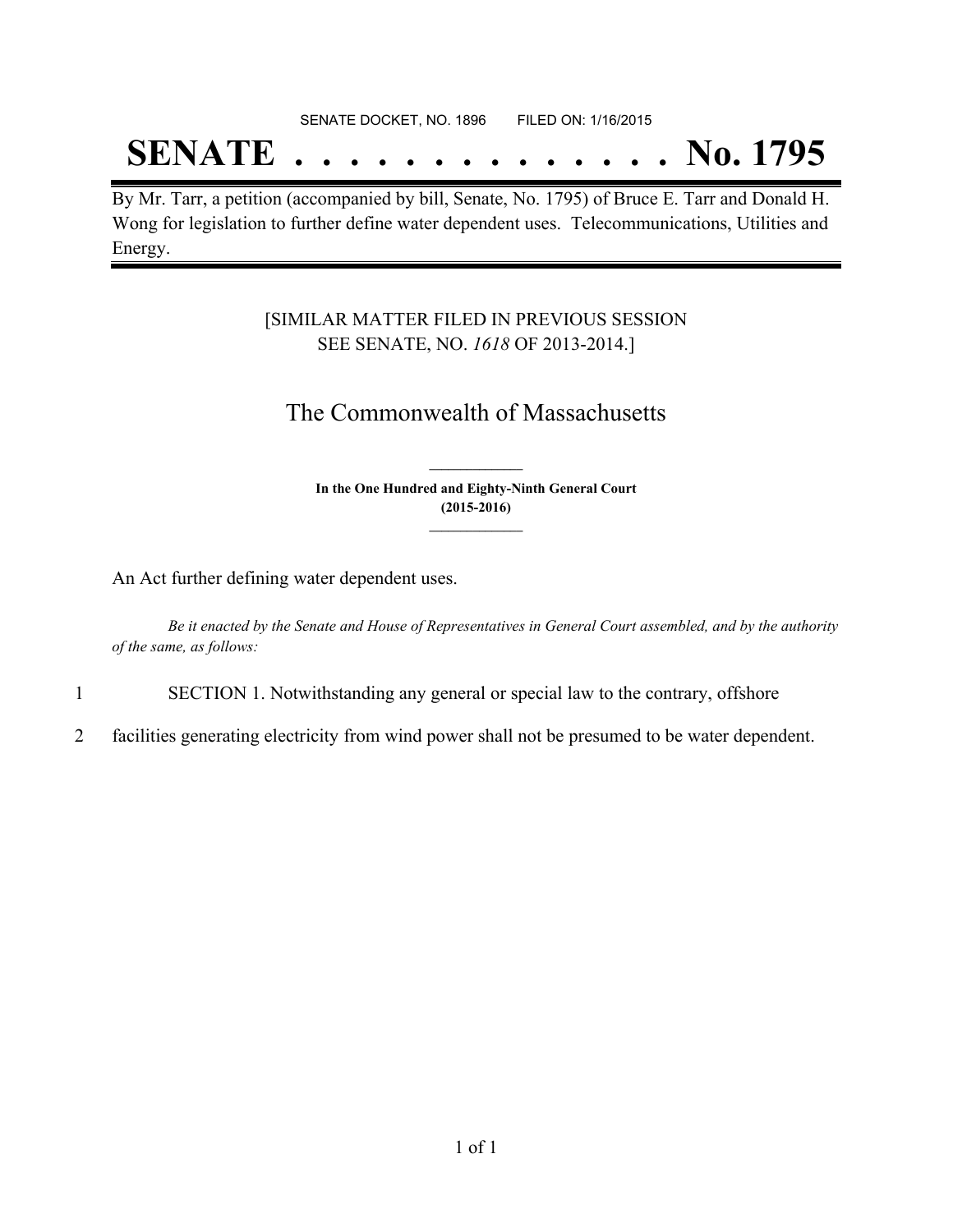SENATE DOCKET, NO. 1896 FILED ON: 1/16/2015

# SENATE . . . . . . . . . . . . . . No. 1795

By Mr. Tarr, a petition (accompanied by bill, Senate, No. 1795) of Bruce E. Tarr and Donald H. Wong for legislation to further define water dependent uses. Telecommunications, Utilities and Energy.

[SIMILAR MATTER FILED IN PREVIOUS SESSION SEE SENATE, NO. *1618* OF 2013-2014.]

## The Commonwealth of Massachusetts

**In the One Hundred and Eighty-Ninth General Court (2015-2016)**

An Act further defining water dependent uses.

*Be it enacted by the Senate and House of Representatives in General Court assembled, and by the authority of the same, as follows:*

1 SECTION 1. Notwithstanding any general or special law to the contrary, offshore

2 facilities generating electricity from wind power shall not be presumed to be water dependent.